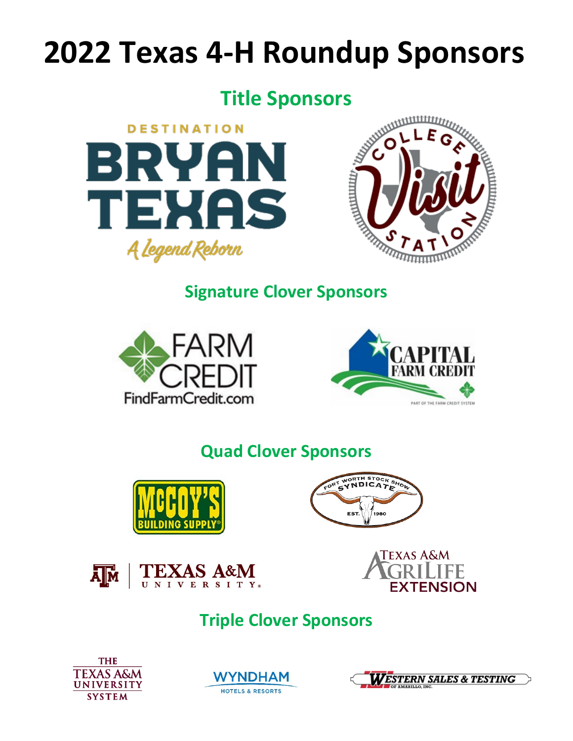# 2022 Texas 4-H Roundup Sponsors

## Title Sponsors

DESTINATION BRYAN TEXAS A Legend Reborn

College Station Visit

## Signature Clover Sponsors

FARM CREDIT FindFarmCredit.com

CAPITAL FARM CREDIT PART OF THE FARM CREDIT SYSTEM

## Quad Clover Sponsors

McCOY'S BUILDING SUPPLY

FORT WORTH STOCK SHOW SYNDICATE EST. 1980

TEXAS A&M UNIVERSITY

TEXAS A&M AGRILIFE EXTENSION

## Triple Clover Sponsors

THE TEXAS A&M UNIVERSITY SYSTEM

WYNDHAM HOTELS & RESORTS

WESTERN SALES & TESTING OF AMARILLO, INC.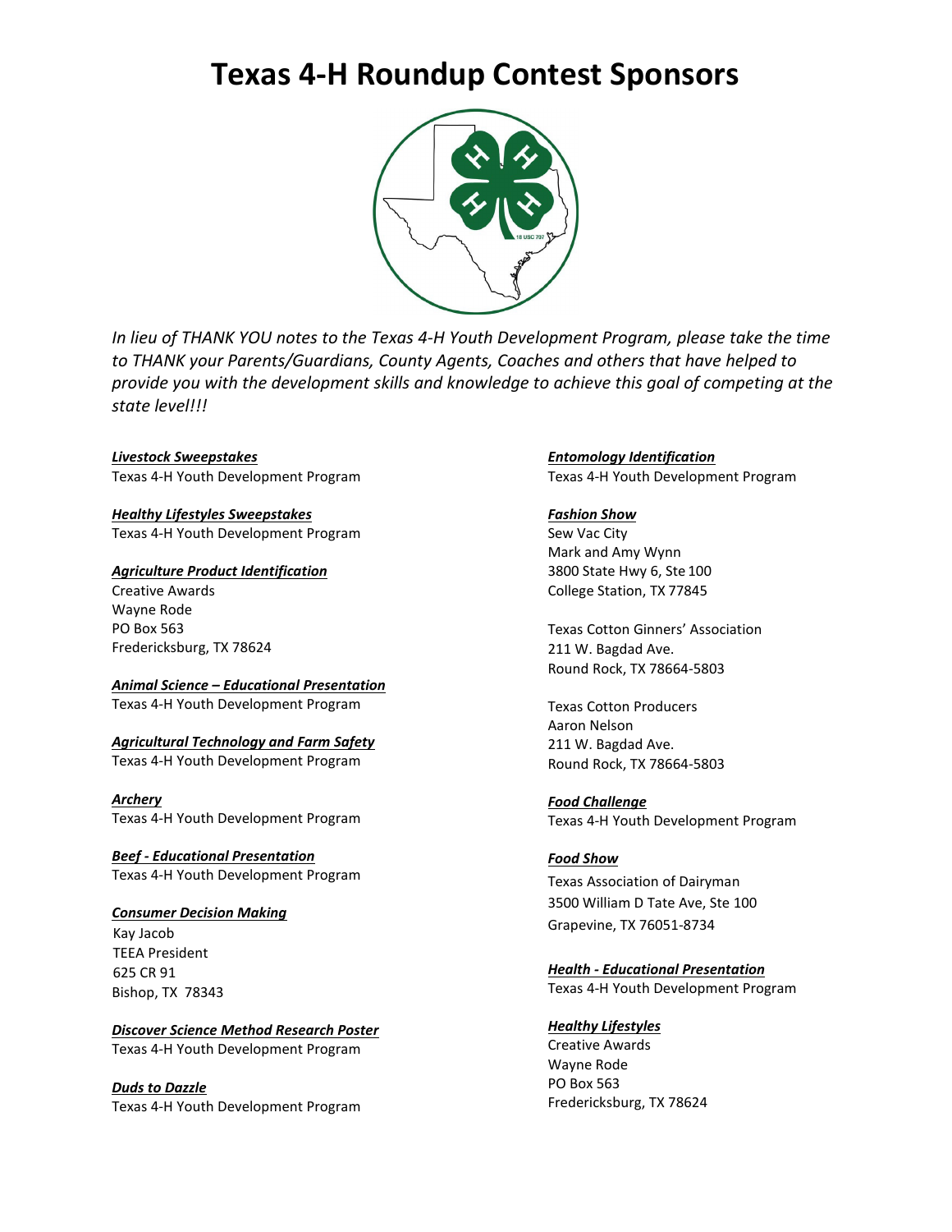# Texas 4-H Roundup Contest Sponsors

*In lieu of THANK YOU notes to the Texas 4-H Youth Development Program, please take the time to THANK your Parents/Guardians, County Agents, Coaches and others that have helped to provide you with the development skills and knowledge to achieve this goal of competing at the state level!!!*

***Livestock Sweepstakes***
Texas 4-H Youth Development Program

***Healthy Lifestyles Sweepstakes***
Texas 4-H Youth Development Program

***Agriculture Product Identification***
Creative Awards
Wayne Rode
PO Box 563
Fredericksburg, TX 78624

***Animal Science – Educational Presentation***
Texas 4-H Youth Development Program

***Agricultural Technology and Farm Safety***
Texas 4-H Youth Development Program

***Archery***
Texas 4-H Youth Development Program

***Beef - Educational Presentation***
Texas 4-H Youth Development Program

***Consumer Decision Making***
Kay Jacob
TEEA President
625 CR 91
Bishop, TX 78343

***Discover Science Method Research Poster***
Texas 4-H Youth Development Program

***Duds to Dazzle***
Texas 4-H Youth Development Program

***Entomology Identification***
Texas 4-H Youth Development Program

***Fashion Show***
Sew Vac City
Mark and Amy Wynn
3800 State Hwy 6, Ste 100
College Station, TX 77845

Texas Cotton Ginners' Association
211 W. Bagdad Ave.
Round Rock, TX 78664-5803

Texas Cotton Producers
Aaron Nelson
211 W. Bagdad Ave.
Round Rock, TX 78664-5803

***Food Challenge***
Texas 4-H Youth Development Program

***Food Show***
Texas Association of Dairyman
3500 William D Tate Ave, Ste 100
Grapevine, TX 76051-8734

***Health - Educational Presentation***
Texas 4-H Youth Development Program

***Healthy Lifestyles***
Creative Awards
Wayne Rode
PO Box 563
Fredericksburg, TX 78624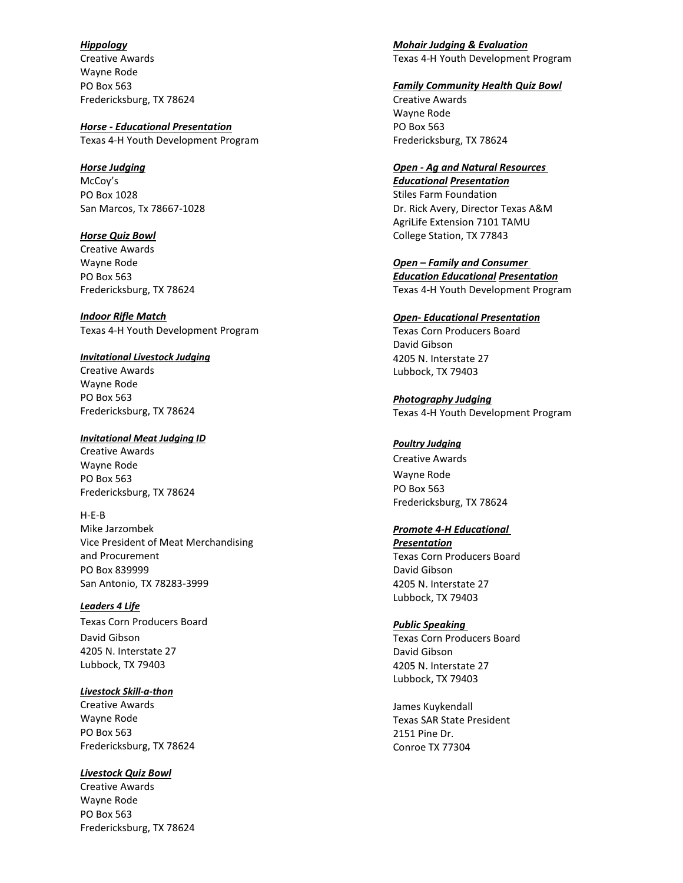***Hippology***
Creative Awards
Wayne Rode
PO Box 563
Fredericksburg, TX 78624

***Horse - Educational Presentation***
Texas 4-H Youth Development Program

***Horse Judging***
McCoy's
PO Box 1028
San Marcos, Tx 78667-1028

***Horse Quiz Bowl***
Creative Awards
Wayne Rode
PO Box 563
Fredericksburg, TX 78624

***Indoor Rifle Match***
Texas 4-H Youth Development Program

***Invitational Livestock Judging***
Creative Awards
Wayne Rode
PO Box 563
Fredericksburg, TX 78624

***Invitational Meat Judging ID***
Creative Awards
Wayne Rode
PO Box 563
Fredericksburg, TX 78624

H-E-B
Mike Jarzombek
Vice President of Meat Merchandising and Procurement
PO Box 839999
San Antonio, TX 78283-3999

***Leaders 4 Life***
Texas Corn Producers Board
David Gibson
4205 N. Interstate 27
Lubbock, TX 79403

***Livestock Skill-a-thon***
Creative Awards
Wayne Rode
PO Box 563
Fredericksburg, TX 78624

***Livestock Quiz Bowl***
Creative Awards
Wayne Rode
PO Box 563
Fredericksburg, TX 78624

***Mohair Judging & Evaluation***
Texas 4-H Youth Development Program

***Family Community Health Quiz Bowl***
Creative Awards
Wayne Rode
PO Box 563
Fredericksburg, TX 78624

***Open - Ag and Natural Resources Educational Presentation***
Stiles Farm Foundation
Dr. Rick Avery, Director Texas A&M AgriLife Extension 7101 TAMU
College Station, TX 77843

***Open – Family and Consumer Education Educational Presentation***
Texas 4-H Youth Development Program

***Open- Educational Presentation***
Texas Corn Producers Board
David Gibson
4205 N. Interstate 27
Lubbock, TX 79403

***Photography Judging***
Texas 4-H Youth Development Program

***Poultry Judging***
Creative Awards
Wayne Rode
PO Box 563
Fredericksburg, TX 78624

***Promote 4-H Educational Presentation***
Texas Corn Producers Board
David Gibson
4205 N. Interstate 27
Lubbock, TX 79403

***Public Speaking***
Texas Corn Producers Board
David Gibson
4205 N. Interstate 27
Lubbock, TX 79403

James Kuykendall
Texas SAR State President
2151 Pine Dr.
Conroe TX 77304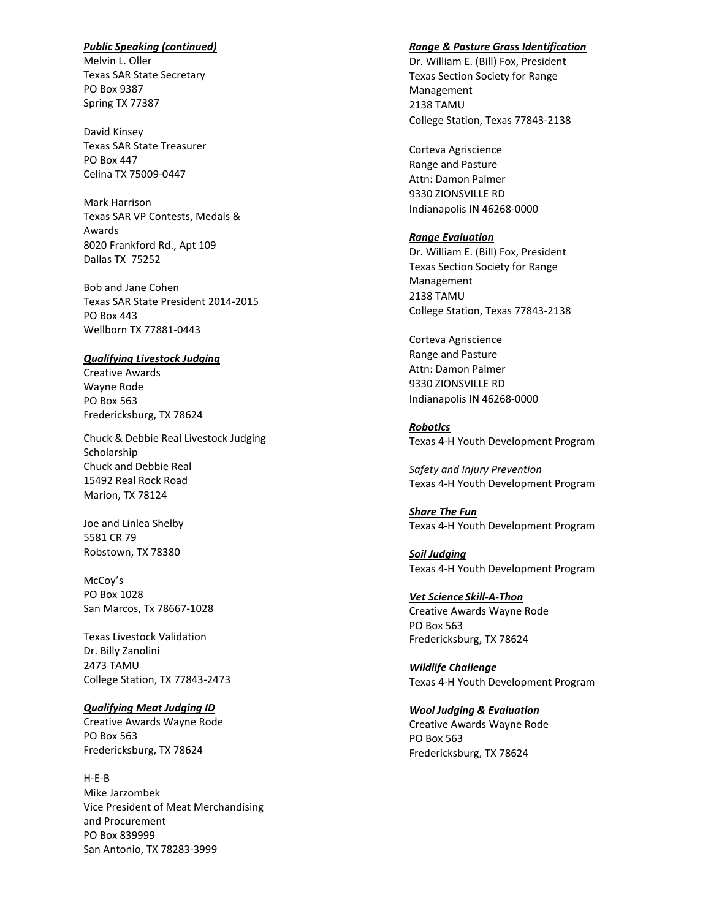***Public Speaking (continued)***

Melvin L. Oller
Texas SAR State Secretary
PO Box 9387
Spring TX 77387

David Kinsey
Texas SAR State Treasurer
PO Box 447
Celina TX 75009-0447

Mark Harrison
Texas SAR VP Contests, Medals & Awards
8020 Frankford Rd., Apt 109
Dallas TX 75252

Bob and Jane Cohen
Texas SAR State President 2014-2015
PO Box 443
Wellborn TX 77881-0443

***Qualifying Livestock Judging***

Creative Awards
Wayne Rode
PO Box 563
Fredericksburg, TX 78624

Chuck & Debbie Real Livestock Judging Scholarship
Chuck and Debbie Real
15492 Real Rock Road
Marion, TX 78124

Joe and Linlea Shelby
5581 CR 79
Robstown, TX 78380

McCoy's
PO Box 1028
San Marcos, Tx 78667-1028

Texas Livestock Validation
Dr. Billy Zanolini
2473 TAMU
College Station, TX 77843-2473

***Qualifying Meat Judging ID***

Creative Awards Wayne Rode
PO Box 563
Fredericksburg, TX 78624

H-E-B
Mike Jarzombek
Vice President of Meat Merchandising and Procurement
PO Box 839999
San Antonio, TX 78283-3999

***Range & Pasture Grass Identification***

Dr. William E. (Bill) Fox, President
Texas Section Society for Range Management
2138 TAMU
College Station, Texas 77843-2138

Corteva Agriscience
Range and Pasture
Attn: Damon Palmer
9330 ZIONSVILLE RD
Indianapolis IN 46268-0000

***Range Evaluation***

Dr. William E. (Bill) Fox, President
Texas Section Society for Range Management
2138 TAMU
College Station, Texas 77843-2138

Corteva Agriscience
Range and Pasture
Attn: Damon Palmer
9330 ZIONSVILLE RD
Indianapolis IN 46268-0000

***Robotics***

Texas 4-H Youth Development Program

*Safety and Injury Prevention*

Texas 4-H Youth Development Program

***Share The Fun***

Texas 4-H Youth Development Program

***Soil Judging***

Texas 4-H Youth Development Program

***Vet Science Skill-A-Thon***

Creative Awards Wayne Rode
PO Box 563
Fredericksburg, TX 78624

***Wildlife Challenge***

Texas 4-H Youth Development Program

***Wool Judging & Evaluation***

Creative Awards Wayne Rode
PO Box 563
Fredericksburg, TX 78624